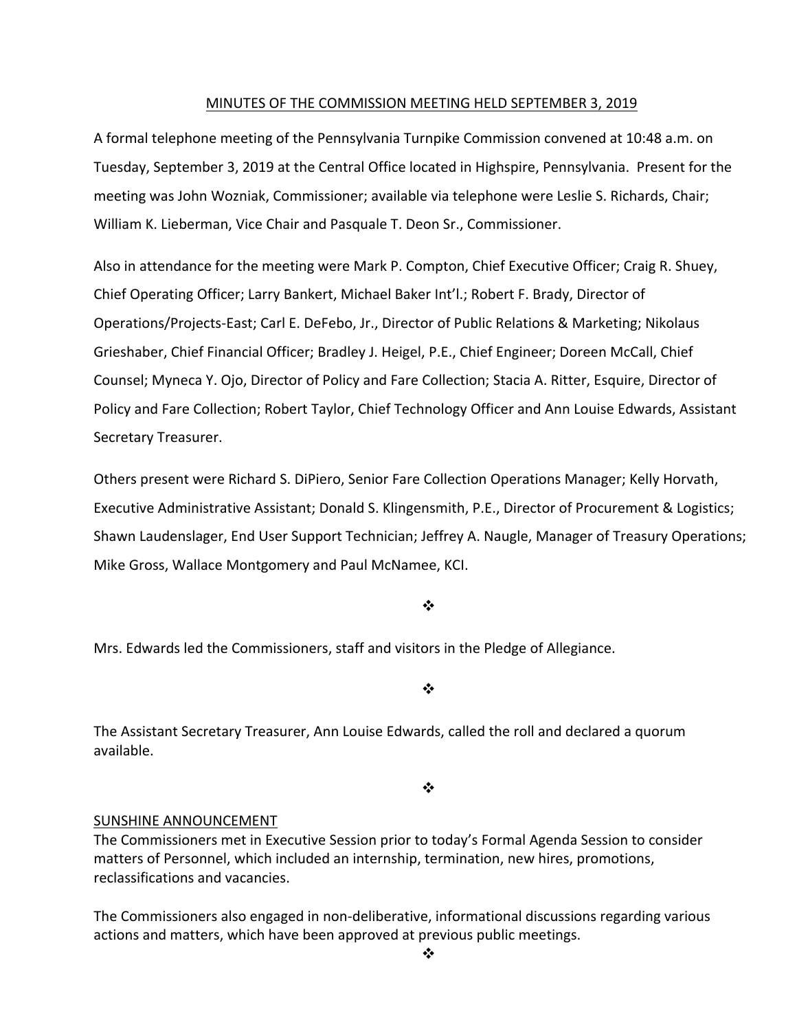MINUTES OF THE COMMISSION MEETING HELD SEPTEMBER 3, 2019

A formal telephone meeting of the Pennsylvania Turnpike Commission convened at 10:48 a.m. on Tuesday, September 3, 2019 at the Central Office located in Highspire, Pennsylvania. Present for the meeting was John Wozniak, Commissioner; available via telephone were Leslie S. Richards, Chair; William K. Lieberman, Vice Chair and Pasquale T. Deon Sr., Commissioner.

Also in attendance for the meeting were Mark P. Compton, Chief Executive Officer; Craig R. Shuey, Chief Operating Officer; Larry Bankert, Michael Baker Int'l.; Robert F. Brady, Director of Operations/Projects-East; Carl E. DeFebo, Jr., Director of Public Relations & Marketing; Nikolaus Grieshaber, Chief Financial Officer; Bradley J. Heigel, P.E., Chief Engineer; Doreen McCall, Chief Counsel; Myneca Y. Ojo, Director of Policy and Fare Collection; Stacia A. Ritter, Esquire, Director of Policy and Fare Collection; Robert Taylor, Chief Technology Officer and Ann Louise Edwards, Assistant Secretary Treasurer.

Others present were Richard S. DiPiero, Senior Fare Collection Operations Manager; Kelly Horvath, Executive Administrative Assistant; Donald S. Klingensmith, P.E., Director of Procurement & Logistics; Shawn Laudenslager, End User Support Technician; Jeffrey A. Naugle, Manager of Treasury Operations; Mike Gross, Wallace Montgomery and Paul McNamee, KCI.

❖

Mrs. Edwards led the Commissioners, staff and visitors in the Pledge of Allegiance.

❖

The Assistant Secretary Treasurer, Ann Louise Edwards, called the roll and declared a quorum available.

❖

SUNSHINE ANNOUNCEMENT

The Commissioners met in Executive Session prior to today's Formal Agenda Session to consider matters of Personnel, which included an internship, termination, new hires, promotions, reclassifications and vacancies.

The Commissioners also engaged in non-deliberative, informational discussions regarding various actions and matters, which have been approved at previous public meetings.

❖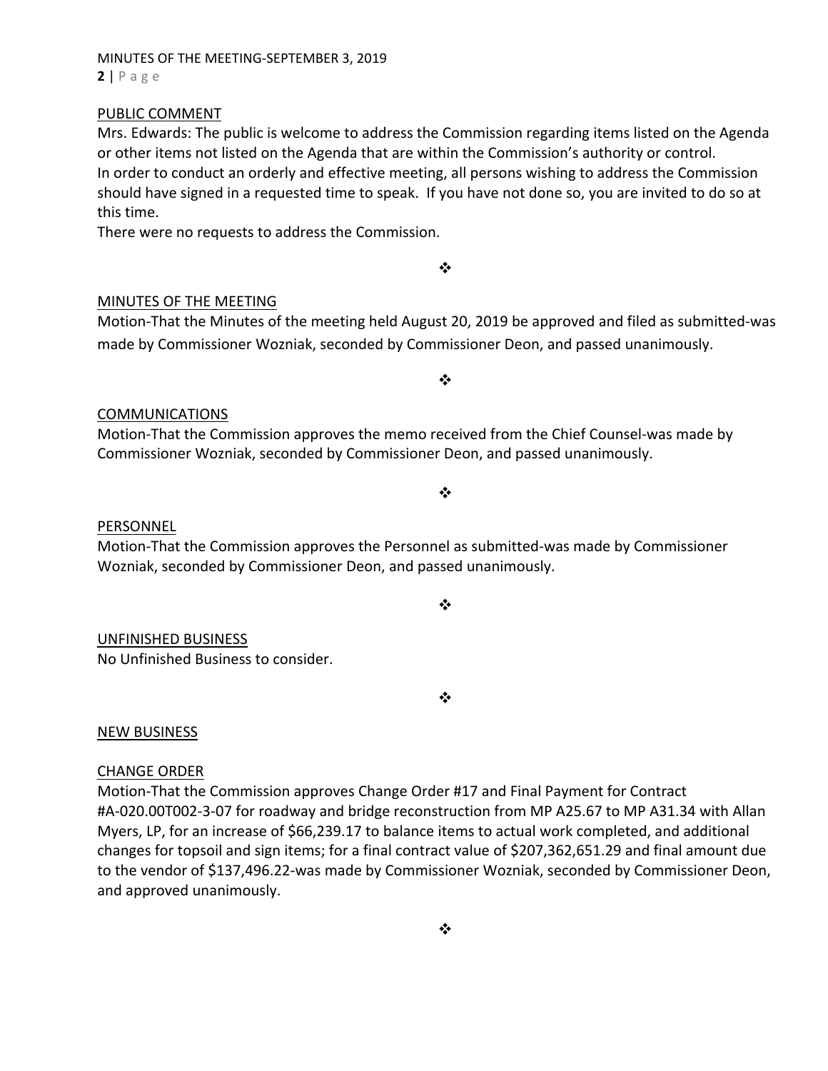## PUBLIC COMMENT

Mrs. Edwards: The public is welcome to address the Commission regarding items listed on the Agenda or other items not listed on the Agenda that are within the Commission's authority or control.
In order to conduct an orderly and effective meeting, all persons wishing to address the Commission should have signed in a requested time to speak. If you have not done so, you are invited to do so at this time.
There were no requests to address the Commission.

❖

## MINUTES OF THE MEETING

Motion-That the Minutes of the meeting held August 20, 2019 be approved and filed as submitted-was made by Commissioner Wozniak, seconded by Commissioner Deon, and passed unanimously.

❖

## COMMUNICATIONS

Motion-That the Commission approves the memo received from the Chief Counsel-was made by Commissioner Wozniak, seconded by Commissioner Deon, and passed unanimously.

❖

## PERSONNEL

Motion-That the Commission approves the Personnel as submitted-was made by Commissioner Wozniak, seconded by Commissioner Deon, and passed unanimously.

❖

## UNFINISHED BUSINESS

No Unfinished Business to consider.

❖

## NEW BUSINESS

### CHANGE ORDER

Motion-That the Commission approves Change Order #17 and Final Payment for Contract #A-020.00T002-3-07 for roadway and bridge reconstruction from MP A25.67 to MP A31.34 with Allan Myers, LP, for an increase of $66,239.17 to balance items to actual work completed, and additional changes for topsoil and sign items; for a final contract value of $207,362,651.29 and final amount due to the vendor of $137,496.22-was made by Commissioner Wozniak, seconded by Commissioner Deon, and approved unanimously.

❖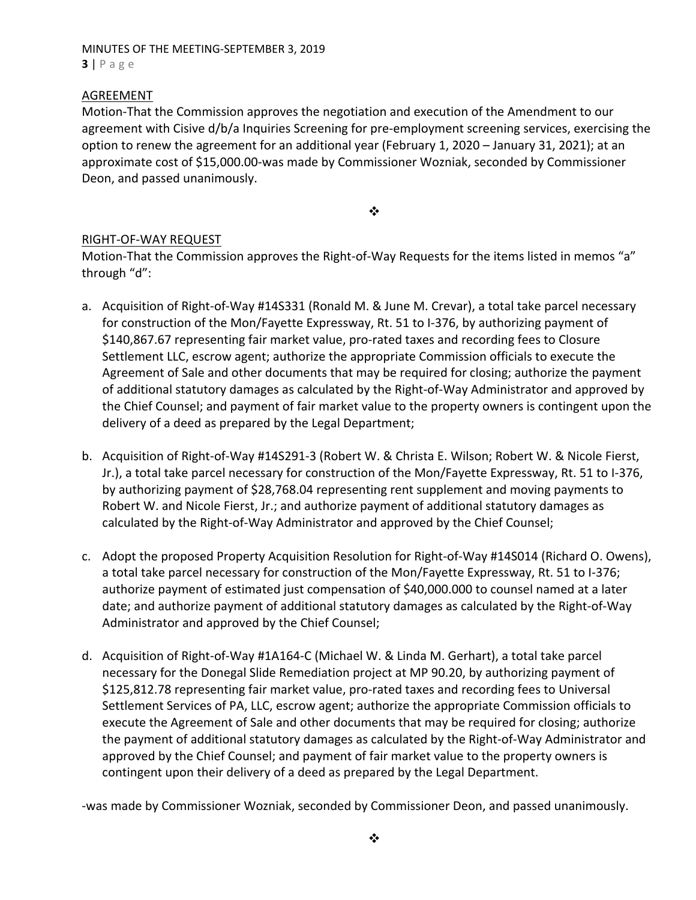AGREEMENT

Motion-That the Commission approves the negotiation and execution of the Amendment to our agreement with Cisive d/b/a Inquiries Screening for pre-employment screening services, exercising the option to renew the agreement for an additional year (February 1, 2020 – January 31, 2021); at an approximate cost of $15,000.00-was made by Commissioner Wozniak, seconded by Commissioner Deon, and passed unanimously.

❖

RIGHT-OF-WAY REQUEST

Motion-That the Commission approves the Right-of-Way Requests for the items listed in memos "a" through "d":

a. Acquisition of Right-of-Way #14S331 (Ronald M. & June M. Crevar), a total take parcel necessary for construction of the Mon/Fayette Expressway, Rt. 51 to I-376, by authorizing payment of $140,867.67 representing fair market value, pro-rated taxes and recording fees to Closure Settlement LLC, escrow agent; authorize the appropriate Commission officials to execute the Agreement of Sale and other documents that may be required for closing; authorize the payment of additional statutory damages as calculated by the Right-of-Way Administrator and approved by the Chief Counsel; and payment of fair market value to the property owners is contingent upon the delivery of a deed as prepared by the Legal Department;

b. Acquisition of Right-of-Way #14S291-3 (Robert W. & Christa E. Wilson; Robert W. & Nicole Fierst, Jr.), a total take parcel necessary for construction of the Mon/Fayette Expressway, Rt. 51 to I-376, by authorizing payment of $28,768.04 representing rent supplement and moving payments to Robert W. and Nicole Fierst, Jr.; and authorize payment of additional statutory damages as calculated by the Right-of-Way Administrator and approved by the Chief Counsel;

c. Adopt the proposed Property Acquisition Resolution for Right-of-Way #14S014 (Richard O. Owens), a total take parcel necessary for construction of the Mon/Fayette Expressway, Rt. 51 to I-376; authorize payment of estimated just compensation of $40,000.000 to counsel named at a later date; and authorize payment of additional statutory damages as calculated by the Right-of-Way Administrator and approved by the Chief Counsel;

d. Acquisition of Right-of-Way #1A164-C (Michael W. & Linda M. Gerhart), a total take parcel necessary for the Donegal Slide Remediation project at MP 90.20, by authorizing payment of $125,812.78 representing fair market value, pro-rated taxes and recording fees to Universal Settlement Services of PA, LLC, escrow agent; authorize the appropriate Commission officials to execute the Agreement of Sale and other documents that may be required for closing; authorize the payment of additional statutory damages as calculated by the Right-of-Way Administrator and approved by the Chief Counsel; and payment of fair market value to the property owners is contingent upon their delivery of a deed as prepared by the Legal Department.

-was made by Commissioner Wozniak, seconded by Commissioner Deon, and passed unanimously.

❖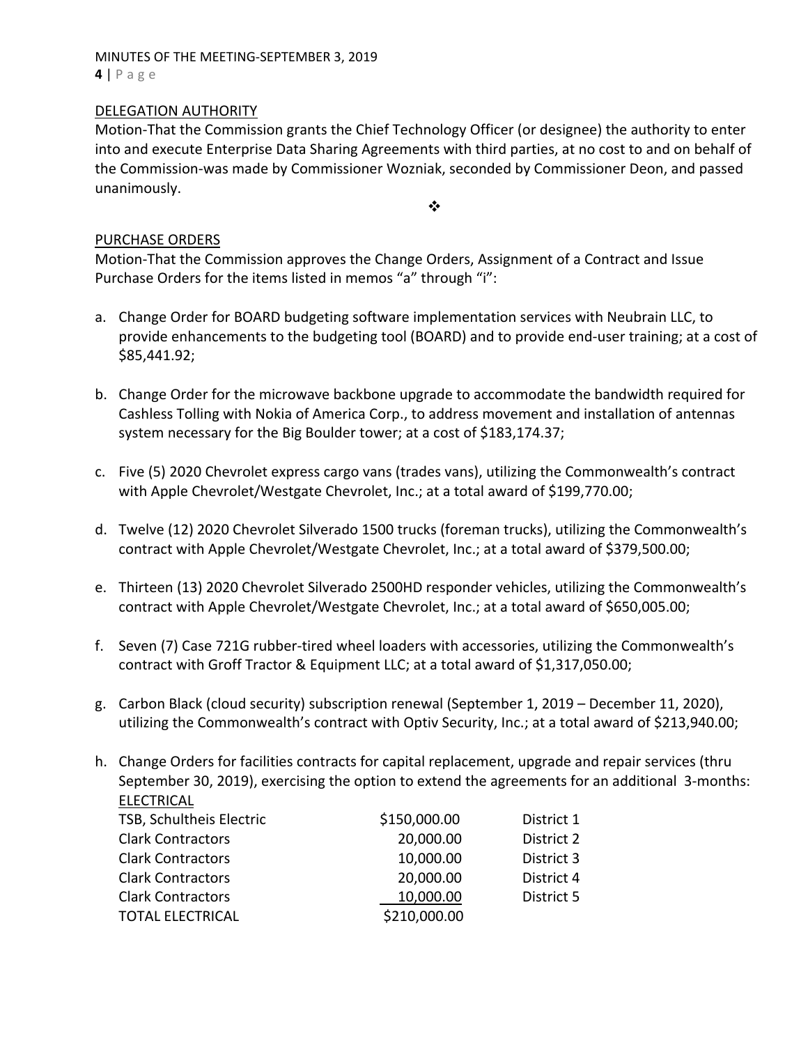## DELEGATION AUTHORITY

Motion-That the Commission grants the Chief Technology Officer (or designee) the authority to enter into and execute Enterprise Data Sharing Agreements with third parties, at no cost to and on behalf of the Commission-was made by Commissioner Wozniak, seconded by Commissioner Deon, and passed unanimously.

❖

## PURCHASE ORDERS

Motion-That the Commission approves the Change Orders, Assignment of a Contract and Issue Purchase Orders for the items listed in memos "a" through "i":

a. Change Order for BOARD budgeting software implementation services with Neubrain LLC, to provide enhancements to the budgeting tool (BOARD) and to provide end-user training; at a cost of $85,441.92;

b. Change Order for the microwave backbone upgrade to accommodate the bandwidth required for Cashless Tolling with Nokia of America Corp., to address movement and installation of antennas system necessary for the Big Boulder tower; at a cost of $183,174.37;

c. Five (5) 2020 Chevrolet express cargo vans (trades vans), utilizing the Commonwealth's contract with Apple Chevrolet/Westgate Chevrolet, Inc.; at a total award of $199,770.00;

d. Twelve (12) 2020 Chevrolet Silverado 1500 trucks (foreman trucks), utilizing the Commonwealth's contract with Apple Chevrolet/Westgate Chevrolet, Inc.; at a total award of $379,500.00;

e. Thirteen (13) 2020 Chevrolet Silverado 2500HD responder vehicles, utilizing the Commonwealth's contract with Apple Chevrolet/Westgate Chevrolet, Inc.; at a total award of $650,005.00;

f. Seven (7) Case 721G rubber-tired wheel loaders with accessories, utilizing the Commonwealth's contract with Groff Tractor & Equipment LLC; at a total award of $1,317,050.00;

g. Carbon Black (cloud security) subscription renewal (September 1, 2019 – December 11, 2020), utilizing the Commonwealth's contract with Optiv Security, Inc.; at a total award of $213,940.00;

h. Change Orders for facilities contracts for capital replacement, upgrade and repair services (thru September 30, 2019), exercising the option to extend the agreements for an additional 3-months:

ELECTRICAL

| | | |
|---|---|---|
| TSB, Schultheis Electric | $150,000.00 | District 1 |
| Clark Contractors | 20,000.00 | District 2 |
| Clark Contractors | 10,000.00 | District 3 |
| Clark Contractors | 20,000.00 | District 4 |
| Clark Contractors | 10,000.00 | District 5 |
| TOTAL ELECTRICAL | $210,000.00 | |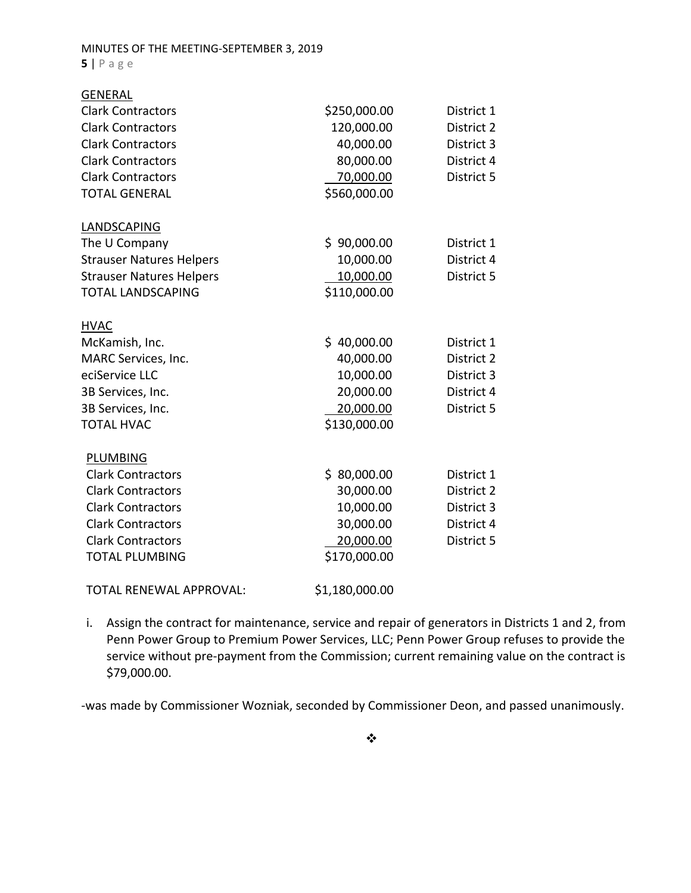| | | |
|---|---|---|
| GENERAL | | |
| Clark Contractors | $250,000.00 | District 1 |
| Clark Contractors | 120,000.00 | District 2 |
| Clark Contractors | 40,000.00 | District 3 |
| Clark Contractors | 80,000.00 | District 4 |
| Clark Contractors | 70,000.00 | District 5 |
| TOTAL GENERAL | $560,000.00 | |
| | | |
| LANDSCAPING | | |
| The U Company | $ 90,000.00 | District 1 |
| Strauser Natures Helpers | 10,000.00 | District 4 |
| Strauser Natures Helpers | 10,000.00 | District 5 |
| TOTAL LANDSCAPING | $110,000.00 | |
| | | |
| HVAC | | |
| McKamish, Inc. | $ 40,000.00 | District 1 |
| MARC Services, Inc. | 40,000.00 | District 2 |
| eciService LLC | 10,000.00 | District 3 |
| 3B Services, Inc. | 20,000.00 | District 4 |
| 3B Services, Inc. | 20,000.00 | District 5 |
| TOTAL HVAC | $130,000.00 | |
| | | |
| PLUMBING | | |
| Clark Contractors | $ 80,000.00 | District 1 |
| Clark Contractors | 30,000.00 | District 2 |
| Clark Contractors | 10,000.00 | District 3 |
| Clark Contractors | 30,000.00 | District 4 |
| Clark Contractors | 20,000.00 | District 5 |
| TOTAL PLUMBING | $170,000.00 | |
| | | |
| TOTAL RENEWAL APPROVAL: | $1,180,000.00 | |

i. Assign the contract for maintenance, service and repair of generators in Districts 1 and 2, from Penn Power Group to Premium Power Services, LLC; Penn Power Group refuses to provide the service without pre-payment from the Commission; current remaining value on the contract is $79,000.00.

-was made by Commissioner Wozniak, seconded by Commissioner Deon, and passed unanimously.

❖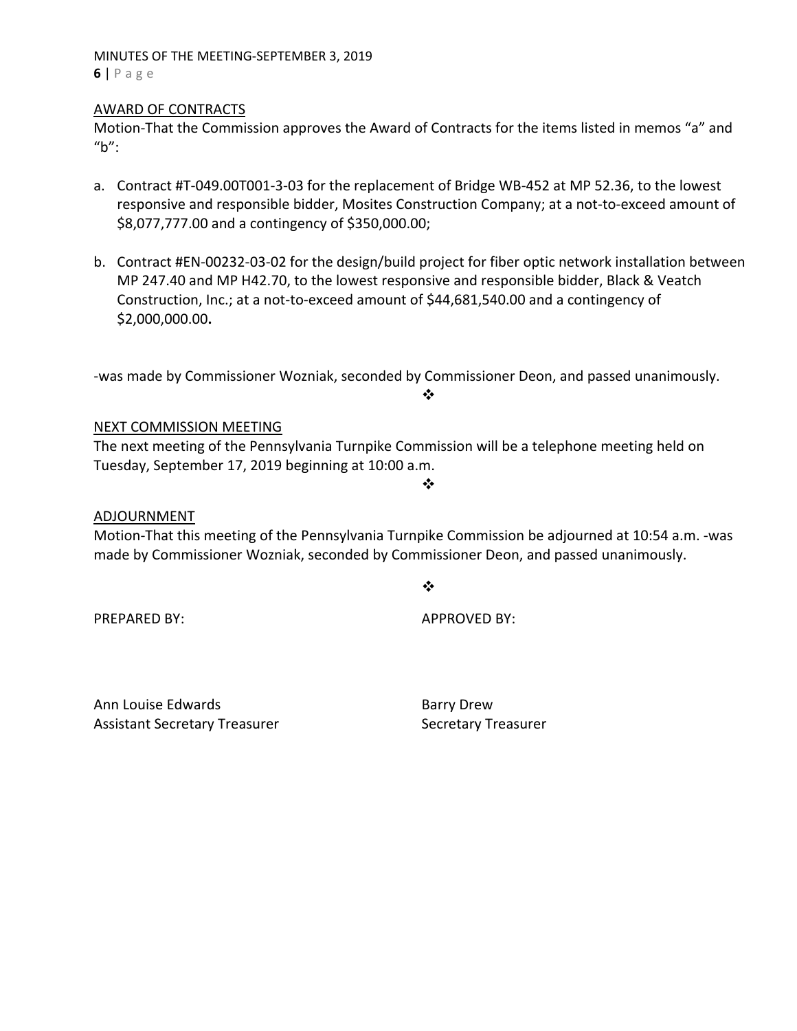AWARD OF CONTRACTS

Motion-That the Commission approves the Award of Contracts for the items listed in memos "a" and "b":

a. Contract #T-049.00T001-3-03 for the replacement of Bridge WB-452 at MP 52.36, to the lowest responsive and responsible bidder, Mosites Construction Company; at a not-to-exceed amount of $8,077,777.00 and a contingency of $350,000.00;

b. Contract #EN-00232-03-02 for the design/build project for fiber optic network installation between MP 247.40 and MP H42.70, to the lowest responsive and responsible bidder, Black & Veatch Construction, Inc.; at a not-to-exceed amount of $44,681,540.00 and a contingency of $2,000,000.00**.**

-was made by Commissioner Wozniak, seconded by Commissioner Deon, and passed unanimously.

❖

NEXT COMMISSION MEETING

The next meeting of the Pennsylvania Turnpike Commission will be a telephone meeting held on Tuesday, September 17, 2019 beginning at 10:00 a.m.

❖

ADJOURNMENT

Motion-That this meeting of the Pennsylvania Turnpike Commission be adjourned at 10:54 a.m. -was made by Commissioner Wozniak, seconded by Commissioner Deon, and passed unanimously.

❖

PREPARED BY: APPROVED BY:

Ann Louise Edwards
Assistant Secretary Treasurer

Barry Drew
Secretary Treasurer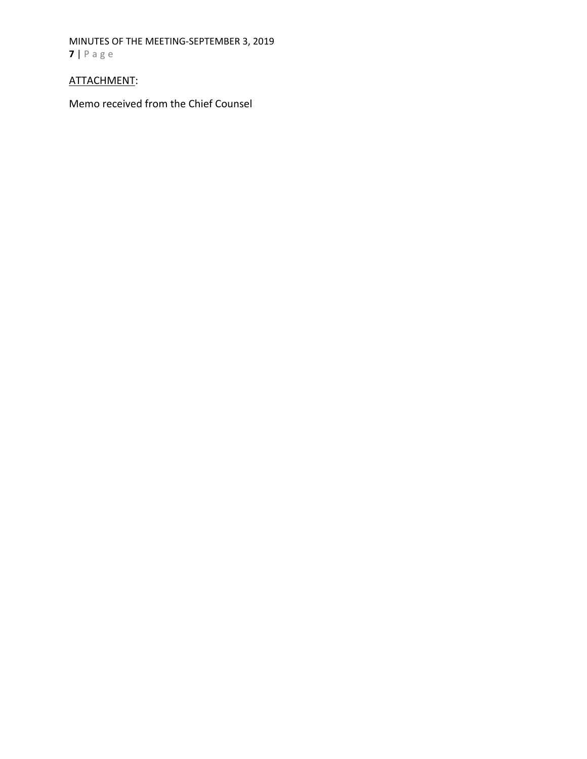ATTACHMENT:

Memo received from the Chief Counsel